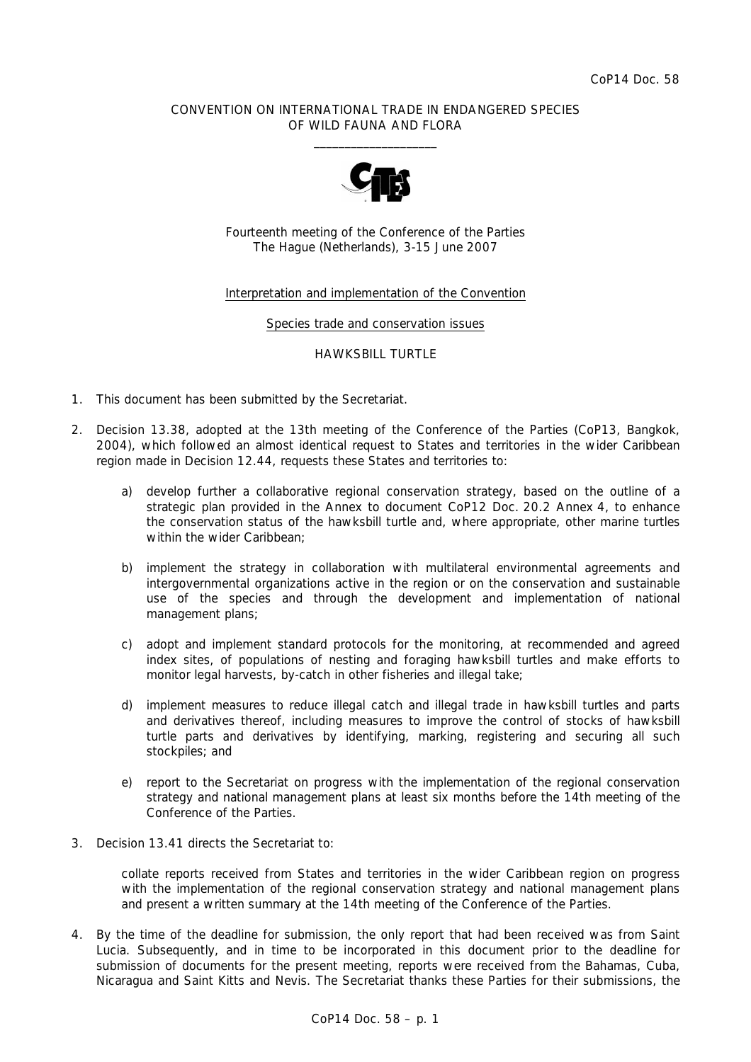CoP14 Doc. 58

CONVENTION ON INTERNATIONAL TRADE IN ENDANGERED SPECIES OF WILD FAUNA AND FLORA

\_\_\_\_\_\_\_\_\_\_\_\_\_\_\_\_\_\_\_\_

Fourteenth meeting of the Conference of the Parties
The Hague (Netherlands), 3-15 June 2007

Interpretation and implementation of the Convention

Species trade and conservation issues

HAWKSBILL TURTLE

1. This document has been submitted by the Secretariat.

2. Decision 13.38, adopted at the 13th meeting of the Conference of the Parties (CoP13, Bangkok, 2004), which followed an almost identical request to States and territories in the wider Caribbean region made in Decision 12.44, requests these States and territories to:

   a) develop further a collaborative regional conservation strategy, based on the outline of a strategic plan provided in the Annex to document CoP12 Doc. 20.2 Annex 4, to enhance the conservation status of the hawksbill turtle and, where appropriate, other marine turtles within the wider Caribbean;

   b) implement the strategy in collaboration with multilateral environmental agreements and intergovernmental organizations active in the region or on the conservation and sustainable use of the species and through the development and implementation of national management plans;

   c) adopt and implement standard protocols for the monitoring, at recommended and agreed index sites, of populations of nesting and foraging hawksbill turtles and make efforts to monitor legal harvests, by-catch in other fisheries and illegal take;

   d) implement measures to reduce illegal catch and illegal trade in hawksbill turtles and parts and derivatives thereof, including measures to improve the control of stocks of hawksbill turtle parts and derivatives by identifying, marking, registering and securing all such stockpiles; and

   e) report to the Secretariat on progress with the implementation of the regional conservation strategy and national management plans at least six months before the 14th meeting of the Conference of the Parties.

3. Decision 13.41 directs the Secretariat to:

   collate reports received from States and territories in the wider Caribbean region on progress with the implementation of the regional conservation strategy and national management plans and present a written summary at the 14th meeting of the Conference of the Parties.

4. By the time of the deadline for submission, the only report that had been received was from Saint Lucia. Subsequently, and in time to be incorporated in this document prior to the deadline for submission of documents for the present meeting, reports were received from the Bahamas, Cuba, Nicaragua and Saint Kitts and Nevis. The Secretariat thanks these Parties for their submissions, the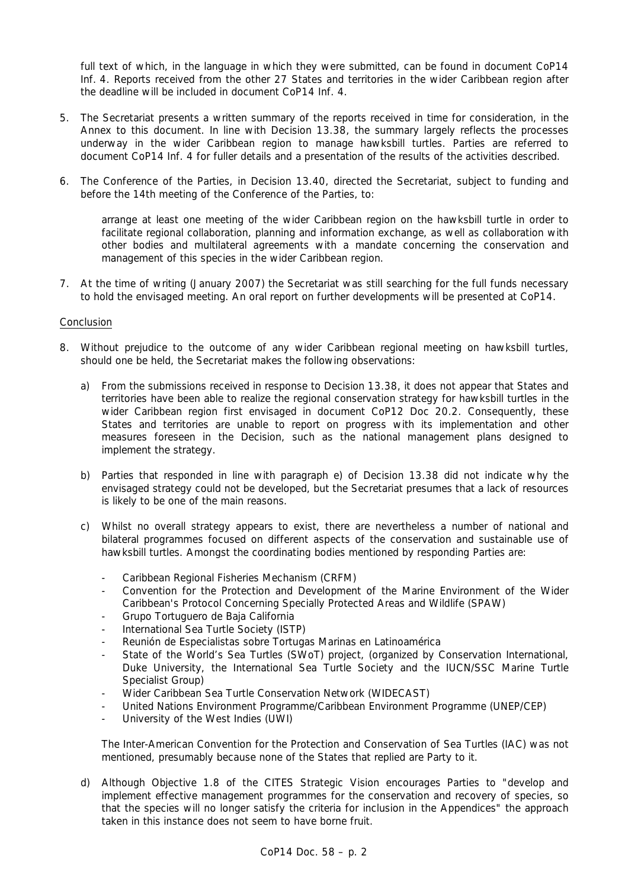full text of which, in the language in which they were submitted, can be found in document CoP14 Inf. 4. Reports received from the other 27 States and territories in the wider Caribbean region after the deadline will be included in document CoP14 Inf. 4.

5. The Secretariat presents a written summary of the reports received in time for consideration, in the Annex to this document. In line with Decision 13.38, the summary largely reflects the processes underway in the wider Caribbean region to manage hawksbill turtles. Parties are referred to document CoP14 Inf. 4 for fuller details and a presentation of the results of the activities described.

6. The Conference of the Parties, in Decision 13.40, directed the Secretariat, subject to funding and before the 14th meeting of the Conference of the Parties, to:

   arrange at least one meeting of the wider Caribbean region on the hawksbill turtle in order to facilitate regional collaboration, planning and information exchange, as well as collaboration with other bodies and multilateral agreements with a mandate concerning the conservation and management of this species in the wider Caribbean region.

7. At the time of writing (January 2007) the Secretariat was still searching for the full funds necessary to hold the envisaged meeting. An oral report on further developments will be presented at CoP14.

## Conclusion

8. Without prejudice to the outcome of any wider Caribbean regional meeting on hawksbill turtles, should one be held, the Secretariat makes the following observations:

   a) From the submissions received in response to Decision 13.38, it does not appear that States and territories have been able to realize the regional conservation strategy for hawksbill turtles in the wider Caribbean region first envisaged in document CoP12 Doc 20.2. Consequently, these States and territories are unable to report on progress with its implementation and other measures foreseen in the Decision, such as the national management plans designed to implement the strategy.

   b) Parties that responded in line with paragraph e) of Decision 13.38 did not indicate why the envisaged strategy could not be developed, but the Secretariat presumes that a lack of resources is likely to be one of the main reasons.

   c) Whilst no overall strategy appears to exist, there are nevertheless a number of national and bilateral programmes focused on different aspects of the conservation and sustainable use of hawksbill turtles. Amongst the coordinating bodies mentioned by responding Parties are:

      - Caribbean Regional Fisheries Mechanism (CRFM)
      - Convention for the Protection and Development of the Marine Environment of the Wider Caribbean's Protocol Concerning Specially Protected Areas and Wildlife (SPAW)
      - Grupo Tortuguero de Baja California
      - International Sea Turtle Society (ISTP)
      - Reunión de Especialistas sobre Tortugas Marinas en Latinoamérica
      - State of the World's Sea Turtles (SWoT) project, (organized by Conservation International, Duke University, the International Sea Turtle Society and the IUCN/SSC Marine Turtle Specialist Group)
      - Wider Caribbean Sea Turtle Conservation Network (WIDECAST)
      - United Nations Environment Programme/Caribbean Environment Programme (UNEP/CEP)
      - University of the West Indies (UWI)

      The Inter-American Convention for the Protection and Conservation of Sea Turtles (IAC) was not mentioned, presumably because none of the States that replied are Party to it.

   d) Although Objective 1.8 of the CITES Strategic Vision encourages Parties to "develop and implement effective management programmes for the conservation and recovery of species, so that the species will no longer satisfy the criteria for inclusion in the Appendices" the approach taken in this instance does not seem to have borne fruit.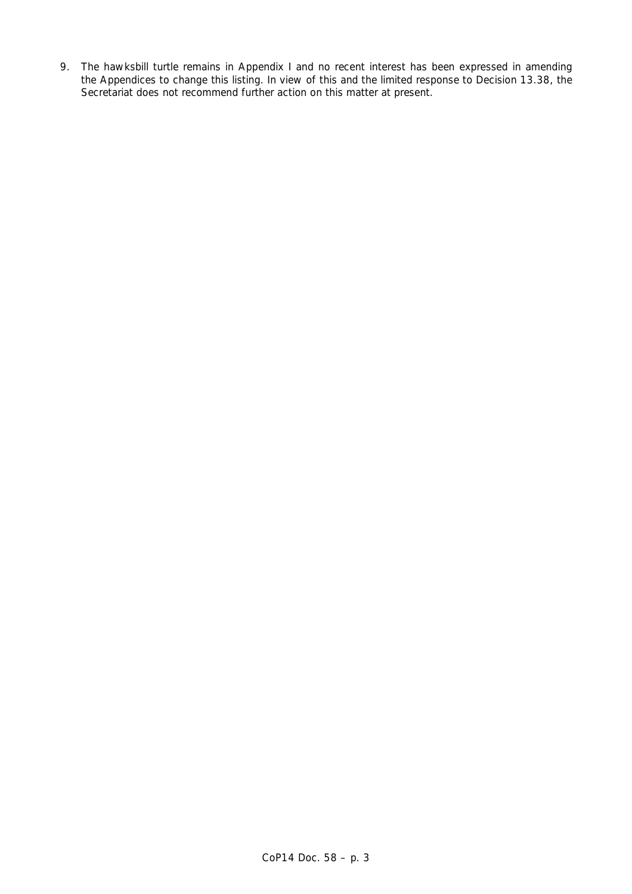9. The hawksbill turtle remains in Appendix I and no recent interest has been expressed in amending the Appendices to change this listing. In view of this and the limited response to Decision 13.38, the Secretariat does not recommend further action on this matter at present.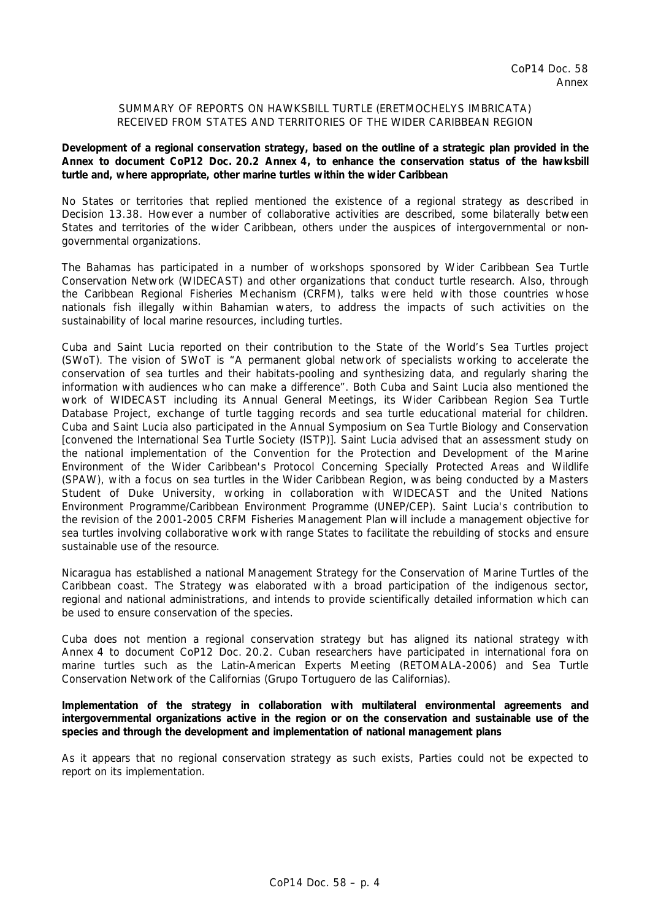SUMMARY OF REPORTS ON HAWKSBILL TURTLE (ERETMOCHELYS IMBRICATA) RECEIVED FROM STATES AND TERRITORIES OF THE WIDER CARIBBEAN REGION

**Development of a regional conservation strategy, based on the outline of a strategic plan provided in the Annex to document CoP12 Doc. 20.2 Annex 4, to enhance the conservation status of the hawksbill turtle and, where appropriate, other marine turtles within the wider Caribbean**

No States or territories that replied mentioned the existence of a regional strategy as described in Decision 13.38. However a number of collaborative activities are described, some bilaterally between States and territories of the wider Caribbean, others under the auspices of intergovernmental or non-governmental organizations.

The Bahamas has participated in a number of workshops sponsored by Wider Caribbean Sea Turtle Conservation Network (WIDECAST) and other organizations that conduct turtle research. Also, through the Caribbean Regional Fisheries Mechanism (CRFM), talks were held with those countries whose nationals fish illegally within Bahamian waters, to address the impacts of such activities on the sustainability of local marine resources, including turtles.

Cuba and Saint Lucia reported on their contribution to the State of the World's Sea Turtles project (SWoT). The vision of SWoT is "A permanent global network of specialists working to accelerate the conservation of sea turtles and their habitats-pooling and synthesizing data, and regularly sharing the information with audiences who can make a difference". Both Cuba and Saint Lucia also mentioned the work of WIDECAST including its Annual General Meetings, its Wider Caribbean Region Sea Turtle Database Project, exchange of turtle tagging records and sea turtle educational material for children. Cuba and Saint Lucia also participated in the Annual Symposium on Sea Turtle Biology and Conservation [convened the International Sea Turtle Society (ISTP)]. Saint Lucia advised that an assessment study on the national implementation of the Convention for the Protection and Development of the Marine Environment of the Wider Caribbean's Protocol Concerning Specially Protected Areas and Wildlife (SPAW), with a focus on sea turtles in the Wider Caribbean Region, was being conducted by a Masters Student of Duke University, working in collaboration with WIDECAST and the United Nations Environment Programme/Caribbean Environment Programme (UNEP/CEP). Saint Lucia's contribution to the revision of the 2001-2005 CRFM Fisheries Management Plan will include a management objective for sea turtles involving collaborative work with range States to facilitate the rebuilding of stocks and ensure sustainable use of the resource.

Nicaragua has established a national Management Strategy for the Conservation of Marine Turtles of the Caribbean coast. The Strategy was elaborated with a broad participation of the indigenous sector, regional and national administrations, and intends to provide scientifically detailed information which can be used to ensure conservation of the species.

Cuba does not mention a regional conservation strategy but has aligned its national strategy with Annex 4 to document CoP12 Doc. 20.2. Cuban researchers have participated in international fora on marine turtles such as the Latin-American Experts Meeting (RETOMALA-2006) and Sea Turtle Conservation Network of the Californias (Grupo Tortuguero de las Californias).

**Implementation of the strategy in collaboration with multilateral environmental agreements and intergovernmental organizations active in the region or on the conservation and sustainable use of the species and through the development and implementation of national management plans**

As it appears that no regional conservation strategy as such exists, Parties could not be expected to report on its implementation.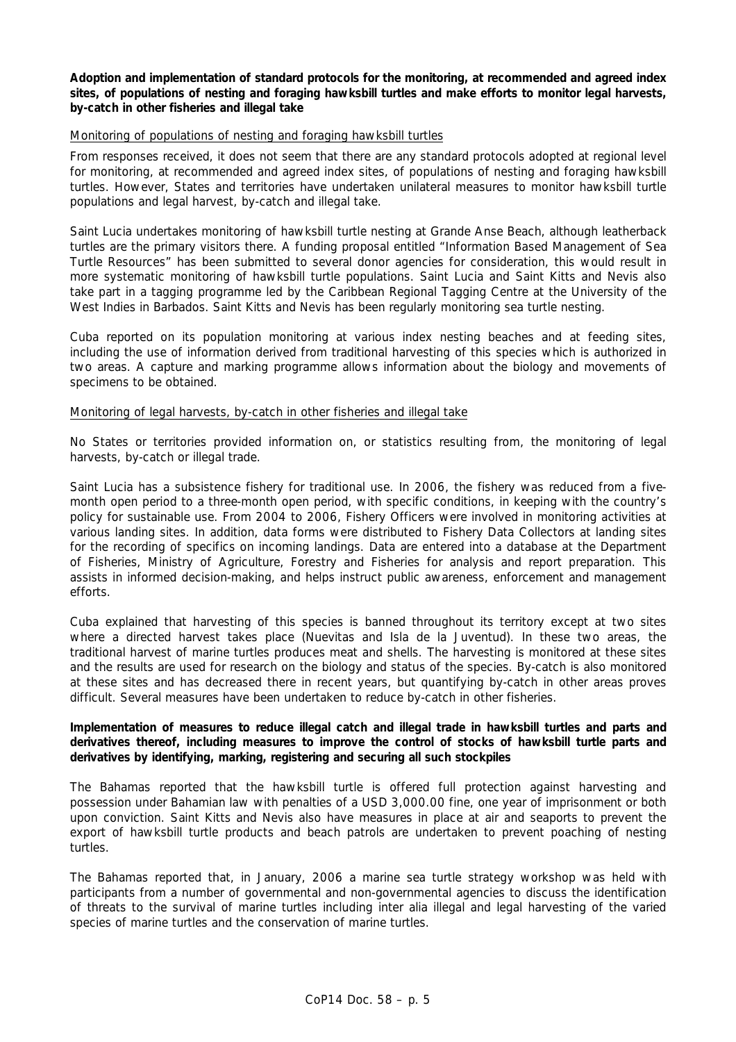**Adoption and implementation of standard protocols for the monitoring, at recommended and agreed index sites, of populations of nesting and foraging hawksbill turtles and make efforts to monitor legal harvests, by-catch in other fisheries and illegal take**

Monitoring of populations of nesting and foraging hawksbill turtles

From responses received, it does not seem that there are any standard protocols adopted at regional level for monitoring, at recommended and agreed index sites, of populations of nesting and foraging hawksbill turtles. However, States and territories have undertaken unilateral measures to monitor hawksbill turtle populations and legal harvest, by-catch and illegal take.

Saint Lucia undertakes monitoring of hawksbill turtle nesting at Grande Anse Beach, although leatherback turtles are the primary visitors there. A funding proposal entitled "Information Based Management of Sea Turtle Resources" has been submitted to several donor agencies for consideration, this would result in more systematic monitoring of hawksbill turtle populations. Saint Lucia and Saint Kitts and Nevis also take part in a tagging programme led by the Caribbean Regional Tagging Centre at the University of the West Indies in Barbados. Saint Kitts and Nevis has been regularly monitoring sea turtle nesting.

Cuba reported on its population monitoring at various index nesting beaches and at feeding sites, including the use of information derived from traditional harvesting of this species which is authorized in two areas. A capture and marking programme allows information about the biology and movements of specimens to be obtained.

Monitoring of legal harvests, by-catch in other fisheries and illegal take

No States or territories provided information on, or statistics resulting from, the monitoring of legal harvests, by-catch or illegal trade.

Saint Lucia has a subsistence fishery for traditional use. In 2006, the fishery was reduced from a five-month open period to a three-month open period, with specific conditions, in keeping with the country's policy for sustainable use. From 2004 to 2006, Fishery Officers were involved in monitoring activities at various landing sites. In addition, data forms were distributed to Fishery Data Collectors at landing sites for the recording of specifics on incoming landings. Data are entered into a database at the Department of Fisheries, Ministry of Agriculture, Forestry and Fisheries for analysis and report preparation. This assists in informed decision-making, and helps instruct public awareness, enforcement and management efforts.

Cuba explained that harvesting of this species is banned throughout its territory except at two sites where a directed harvest takes place (Nuevitas and Isla de la Juventud). In these two areas, the traditional harvest of marine turtles produces meat and shells. The harvesting is monitored at these sites and the results are used for research on the biology and status of the species. By-catch is also monitored at these sites and has decreased there in recent years, but quantifying by-catch in other areas proves difficult. Several measures have been undertaken to reduce by-catch in other fisheries.

**Implementation of measures to reduce illegal catch and illegal trade in hawksbill turtles and parts and derivatives thereof, including measures to improve the control of stocks of hawksbill turtle parts and derivatives by identifying, marking, registering and securing all such stockpiles**

The Bahamas reported that the hawksbill turtle is offered full protection against harvesting and possession under Bahamian law with penalties of a USD 3,000.00 fine, one year of imprisonment or both upon conviction. Saint Kitts and Nevis also have measures in place at air and seaports to prevent the export of hawksbill turtle products and beach patrols are undertaken to prevent poaching of nesting turtles.

The Bahamas reported that, in January, 2006 a marine sea turtle strategy workshop was held with participants from a number of governmental and non-governmental agencies to discuss the identification of threats to the survival of marine turtles including inter alia illegal and legal harvesting of the varied species of marine turtles and the conservation of marine turtles.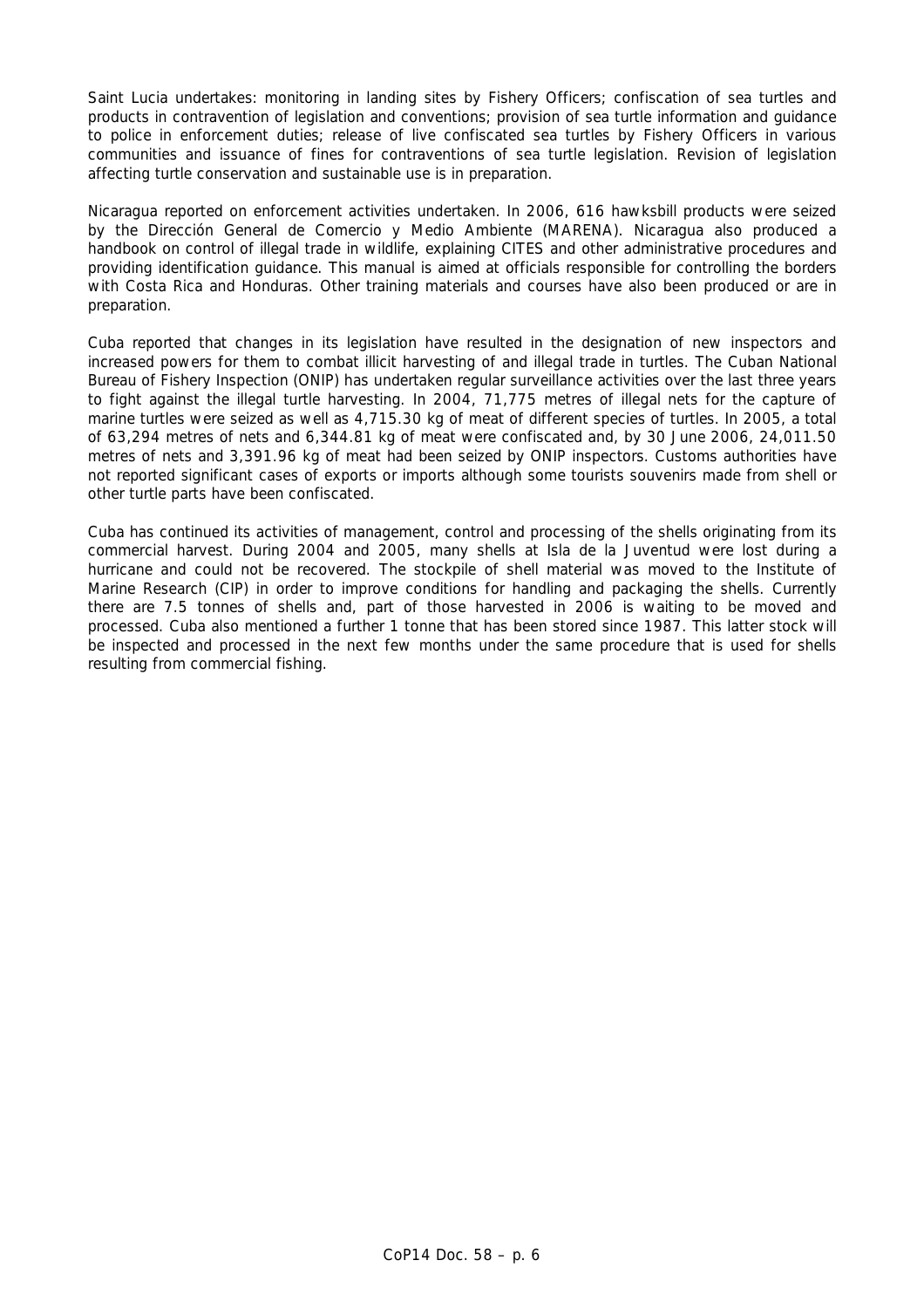Saint Lucia undertakes: monitoring in landing sites by Fishery Officers; confiscation of sea turtles and products in contravention of legislation and conventions; provision of sea turtle information and guidance to police in enforcement duties; release of live confiscated sea turtles by Fishery Officers in various communities and issuance of fines for contraventions of sea turtle legislation. Revision of legislation affecting turtle conservation and sustainable use is in preparation.

Nicaragua reported on enforcement activities undertaken. In 2006, 616 hawksbill products were seized by the Dirección General de Comercio y Medio Ambiente (MARENA). Nicaragua also produced a handbook on control of illegal trade in wildlife, explaining CITES and other administrative procedures and providing identification guidance. This manual is aimed at officials responsible for controlling the borders with Costa Rica and Honduras. Other training materials and courses have also been produced or are in preparation.

Cuba reported that changes in its legislation have resulted in the designation of new inspectors and increased powers for them to combat illicit harvesting of and illegal trade in turtles. The Cuban National Bureau of Fishery Inspection (ONIP) has undertaken regular surveillance activities over the last three years to fight against the illegal turtle harvesting. In 2004, 71,775 metres of illegal nets for the capture of marine turtles were seized as well as 4,715.30 kg of meat of different species of turtles. In 2005, a total of 63,294 metres of nets and 6,344.81 kg of meat were confiscated and, by 30 June 2006, 24,011.50 metres of nets and 3,391.96 kg of meat had been seized by ONIP inspectors. Customs authorities have not reported significant cases of exports or imports although some tourists souvenirs made from shell or other turtle parts have been confiscated.

Cuba has continued its activities of management, control and processing of the shells originating from its commercial harvest. During 2004 and 2005, many shells at Isla de la Juventud were lost during a hurricane and could not be recovered. The stockpile of shell material was moved to the Institute of Marine Research (CIP) in order to improve conditions for handling and packaging the shells. Currently there are 7.5 tonnes of shells and, part of those harvested in 2006 is waiting to be moved and processed. Cuba also mentioned a further 1 tonne that has been stored since 1987. This latter stock will be inspected and processed in the next few months under the same procedure that is used for shells resulting from commercial fishing.